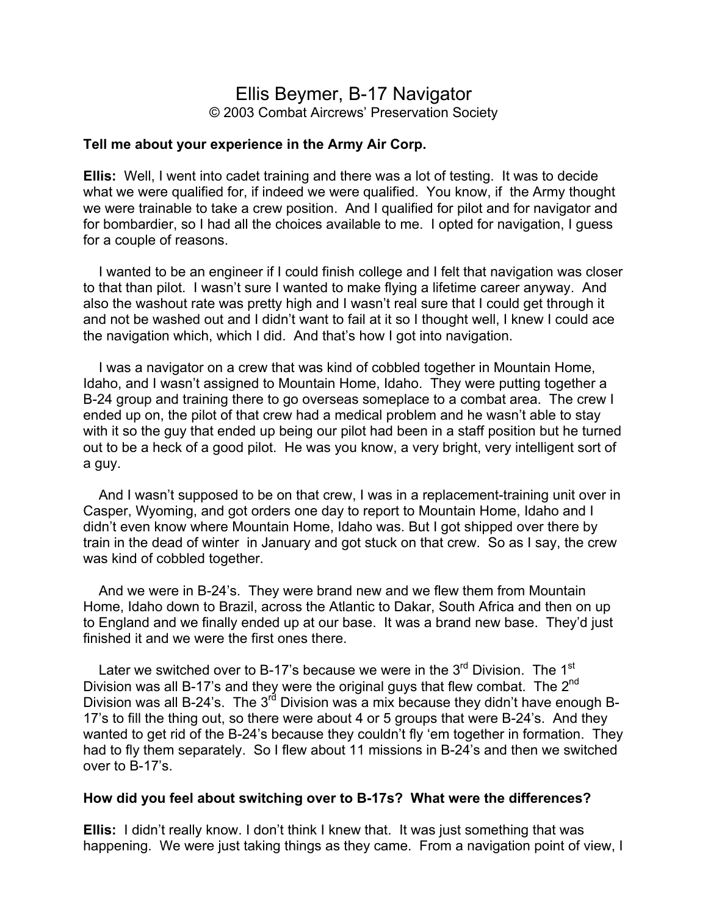# Ellis Beymer, B-17 Navigator

© 2003 Combat Aircrews' Preservation Society

**Tell me about your experience in the Army Air Corp.**

**Ellis:** Well, I went into cadet training and there was a lot of testing. It was to decide what we were qualified for, if indeed we were qualified. You know, if the Army thought we were trainable to take a crew position. And I qualified for pilot and for navigator and for bombardier, so I had all the choices available to me. I opted for navigation, I guess for a couple of reasons.

I wanted to be an engineer if I could finish college and I felt that navigation was closer to that than pilot. I wasn't sure I wanted to make flying a lifetime career anyway. And also the washout rate was pretty high and I wasn't real sure that I could get through it and not be washed out and I didn't want to fail at it so I thought well, I knew I could ace the navigation which, which I did. And that's how I got into navigation.

I was a navigator on a crew that was kind of cobbled together in Mountain Home, Idaho, and I wasn't assigned to Mountain Home, Idaho. They were putting together a B-24 group and training there to go overseas someplace to a combat area. The crew I ended up on, the pilot of that crew had a medical problem and he wasn't able to stay with it so the guy that ended up being our pilot had been in a staff position but he turned out to be a heck of a good pilot. He was you know, a very bright, very intelligent sort of a guy.

And I wasn't supposed to be on that crew, I was in a replacement-training unit over in Casper, Wyoming, and got orders one day to report to Mountain Home, Idaho and I didn't even know where Mountain Home, Idaho was. But I got shipped over there by train in the dead of winter in January and got stuck on that crew. So as I say, the crew was kind of cobbled together.

And we were in B-24's. They were brand new and we flew them from Mountain Home, Idaho down to Brazil, across the Atlantic to Dakar, South Africa and then on up to England and we finally ended up at our base. It was a brand new base. They'd just finished it and we were the first ones there.

Later we switched over to B-17's because we were in the 3rd Division. The 1st Division was all B-17's and they were the original guys that flew combat. The 2nd Division was all B-24's. The 3rd Division was a mix because they didn't have enough B-17's to fill the thing out, so there were about 4 or 5 groups that were B-24's. And they wanted to get rid of the B-24's because they couldn't fly 'em together in formation. They had to fly them separately. So I flew about 11 missions in B-24's and then we switched over to B-17's.

**How did you feel about switching over to B-17s? What were the differences?**

**Ellis:** I didn't really know. I don't think I knew that. It was just something that was happening. We were just taking things as they came. From a navigation point of view, I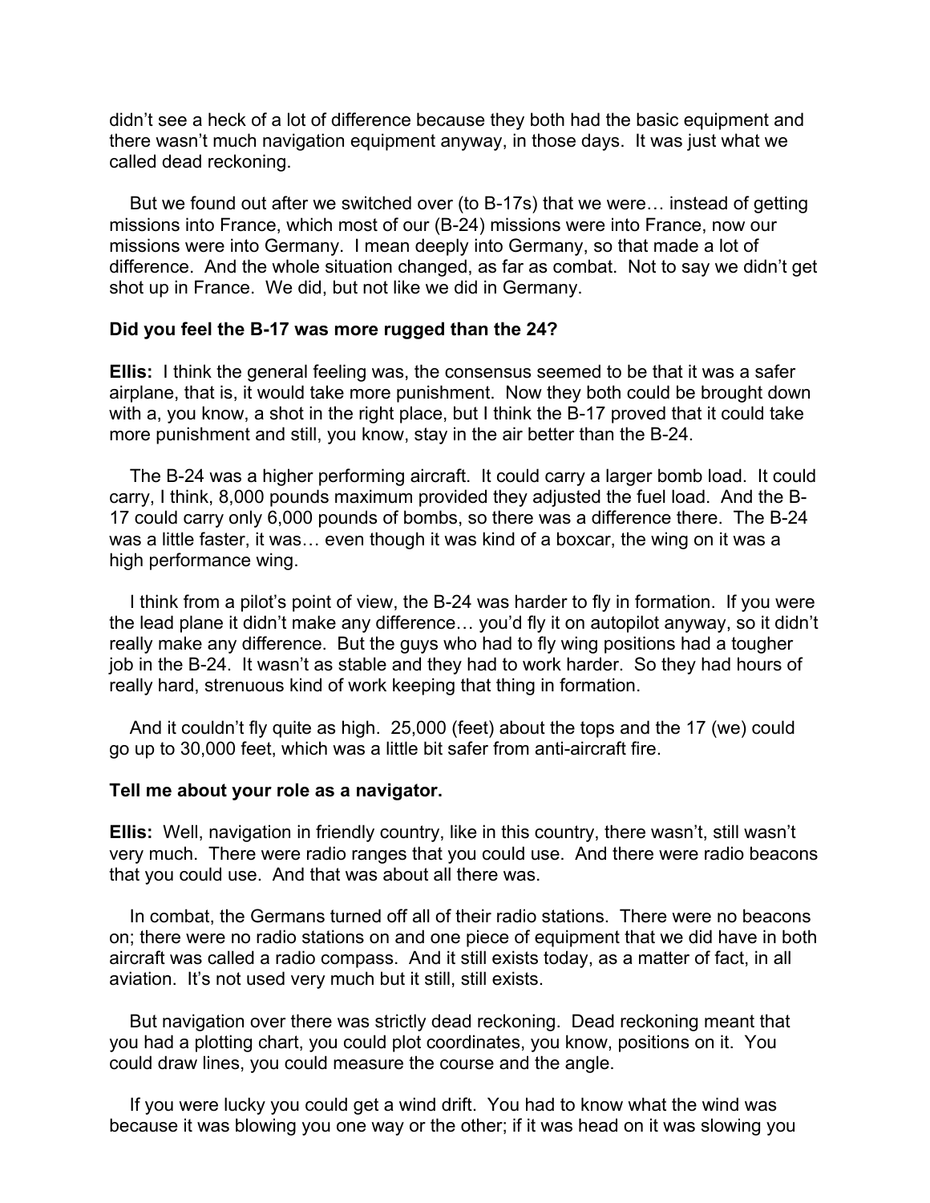didn't see a heck of a lot of difference because they both had the basic equipment and there wasn't much navigation equipment anyway, in those days. It was just what we called dead reckoning.

But we found out after we switched over (to B-17s) that we were… instead of getting missions into France, which most of our (B-24) missions were into France, now our missions were into Germany. I mean deeply into Germany, so that made a lot of difference. And the whole situation changed, as far as combat. Not to say we didn't get shot up in France. We did, but not like we did in Germany.

**Did you feel the B-17 was more rugged than the 24?**

**Ellis:** I think the general feeling was, the consensus seemed to be that it was a safer airplane, that is, it would take more punishment. Now they both could be brought down with a, you know, a shot in the right place, but I think the B-17 proved that it could take more punishment and still, you know, stay in the air better than the B-24.

The B-24 was a higher performing aircraft. It could carry a larger bomb load. It could carry, I think, 8,000 pounds maximum provided they adjusted the fuel load. And the B-17 could carry only 6,000 pounds of bombs, so there was a difference there. The B-24 was a little faster, it was… even though it was kind of a boxcar, the wing on it was a high performance wing.

I think from a pilot's point of view, the B-24 was harder to fly in formation. If you were the lead plane it didn't make any difference… you'd fly it on autopilot anyway, so it didn't really make any difference. But the guys who had to fly wing positions had a tougher job in the B-24. It wasn't as stable and they had to work harder. So they had hours of really hard, strenuous kind of work keeping that thing in formation.

And it couldn't fly quite as high. 25,000 (feet) about the tops and the 17 (we) could go up to 30,000 feet, which was a little bit safer from anti-aircraft fire.

**Tell me about your role as a navigator.**

**Ellis:** Well, navigation in friendly country, like in this country, there wasn't, still wasn't very much. There were radio ranges that you could use. And there were radio beacons that you could use. And that was about all there was.

In combat, the Germans turned off all of their radio stations. There were no beacons on; there were no radio stations on and one piece of equipment that we did have in both aircraft was called a radio compass. And it still exists today, as a matter of fact, in all aviation. It's not used very much but it still, still exists.

But navigation over there was strictly dead reckoning. Dead reckoning meant that you had a plotting chart, you could plot coordinates, you know, positions on it. You could draw lines, you could measure the course and the angle.

If you were lucky you could get a wind drift. You had to know what the wind was because it was blowing you one way or the other; if it was head on it was slowing you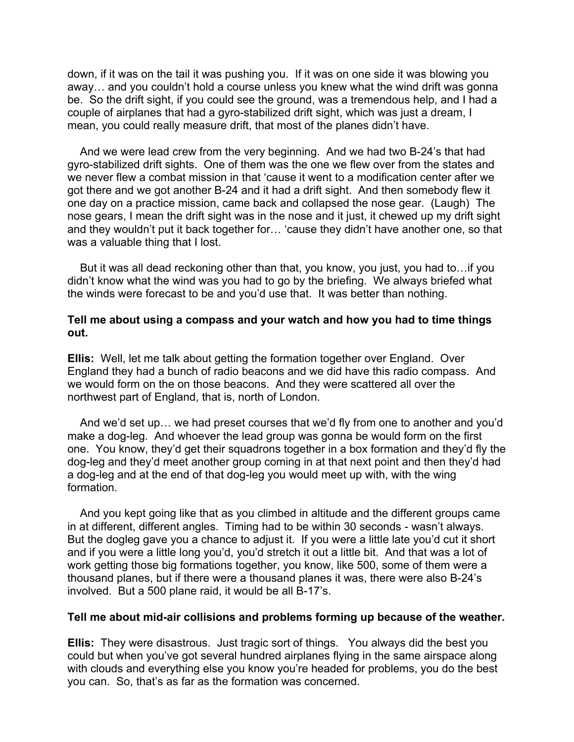down, if it was on the tail it was pushing you. If it was on one side it was blowing you away… and you couldn't hold a course unless you knew what the wind drift was gonna be. So the drift sight, if you could see the ground, was a tremendous help, and I had a couple of airplanes that had a gyro-stabilized drift sight, which was just a dream, I mean, you could really measure drift, that most of the planes didn't have.

And we were lead crew from the very beginning. And we had two B-24's that had gyro-stabilized drift sights. One of them was the one we flew over from the states and we never flew a combat mission in that 'cause it went to a modification center after we got there and we got another B-24 and it had a drift sight. And then somebody flew it one day on a practice mission, came back and collapsed the nose gear. (Laugh) The nose gears, I mean the drift sight was in the nose and it just, it chewed up my drift sight and they wouldn't put it back together for… 'cause they didn't have another one, so that was a valuable thing that I lost.

But it was all dead reckoning other than that, you know, you just, you had to…if you didn't know what the wind was you had to go by the briefing. We always briefed what the winds were forecast to be and you'd use that. It was better than nothing.

**Tell me about using a compass and your watch and how you had to time things out.**

**Ellis:** Well, let me talk about getting the formation together over England. Over England they had a bunch of radio beacons and we did have this radio compass. And we would form on the on those beacons. And they were scattered all over the northwest part of England, that is, north of London.

And we'd set up… we had preset courses that we'd fly from one to another and you'd make a dog-leg. And whoever the lead group was gonna be would form on the first one. You know, they'd get their squadrons together in a box formation and they'd fly the dog-leg and they'd meet another group coming in at that next point and then they'd had a dog-leg and at the end of that dog-leg you would meet up with, with the wing formation.

And you kept going like that as you climbed in altitude and the different groups came in at different, different angles. Timing had to be within 30 seconds - wasn't always. But the dogleg gave you a chance to adjust it. If you were a little late you'd cut it short and if you were a little long you'd, you'd stretch it out a little bit. And that was a lot of work getting those big formations together, you know, like 500, some of them were a thousand planes, but if there were a thousand planes it was, there were also B-24's involved. But a 500 plane raid, it would be all B-17's.

**Tell me about mid-air collisions and problems forming up because of the weather.**

**Ellis:** They were disastrous. Just tragic sort of things. You always did the best you could but when you've got several hundred airplanes flying in the same airspace along with clouds and everything else you know you're headed for problems, you do the best you can. So, that's as far as the formation was concerned.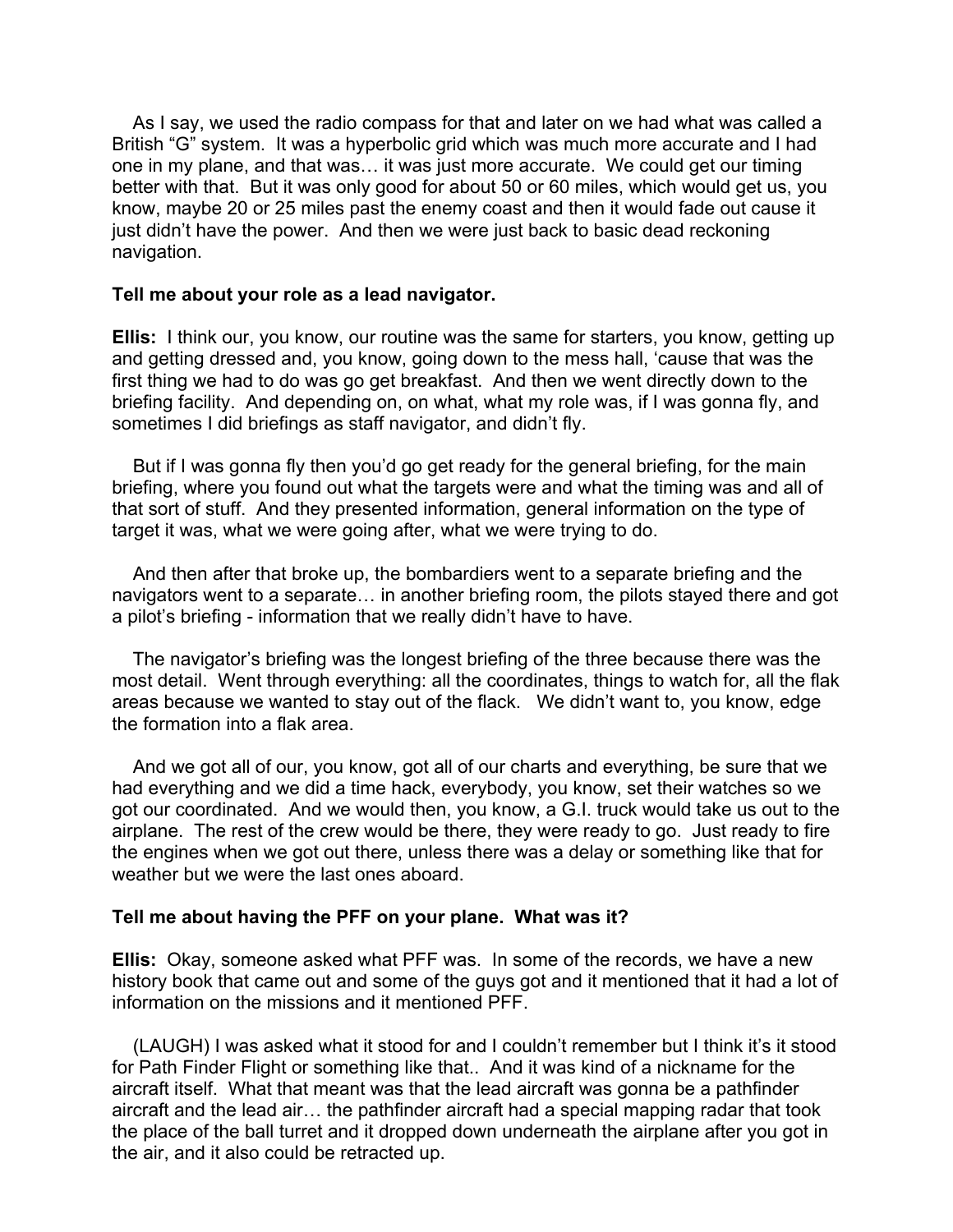As I say, we used the radio compass for that and later on we had what was called a British "G" system. It was a hyperbolic grid which was much more accurate and I had one in my plane, and that was… it was just more accurate. We could get our timing better with that. But it was only good for about 50 or 60 miles, which would get us, you know, maybe 20 or 25 miles past the enemy coast and then it would fade out cause it just didn't have the power. And then we were just back to basic dead reckoning navigation.

**Tell me about your role as a lead navigator.**

**Ellis:** I think our, you know, our routine was the same for starters, you know, getting up and getting dressed and, you know, going down to the mess hall, 'cause that was the first thing we had to do was go get breakfast. And then we went directly down to the briefing facility. And depending on, on what, what my role was, if I was gonna fly, and sometimes I did briefings as staff navigator, and didn't fly.

But if I was gonna fly then you'd go get ready for the general briefing, for the main briefing, where you found out what the targets were and what the timing was and all of that sort of stuff. And they presented information, general information on the type of target it was, what we were going after, what we were trying to do.

And then after that broke up, the bombardiers went to a separate briefing and the navigators went to a separate… in another briefing room, the pilots stayed there and got a pilot's briefing - information that we really didn't have to have.

The navigator's briefing was the longest briefing of the three because there was the most detail. Went through everything: all the coordinates, things to watch for, all the flak areas because we wanted to stay out of the flack. We didn't want to, you know, edge the formation into a flak area.

And we got all of our, you know, got all of our charts and everything, be sure that we had everything and we did a time hack, everybody, you know, set their watches so we got our coordinated. And we would then, you know, a G.I. truck would take us out to the airplane. The rest of the crew would be there, they were ready to go. Just ready to fire the engines when we got out there, unless there was a delay or something like that for weather but we were the last ones aboard.

**Tell me about having the PFF on your plane. What was it?**

**Ellis:** Okay, someone asked what PFF was. In some of the records, we have a new history book that came out and some of the guys got and it mentioned that it had a lot of information on the missions and it mentioned PFF.

(LAUGH) I was asked what it stood for and I couldn't remember but I think it's it stood for Path Finder Flight or something like that.. And it was kind of a nickname for the aircraft itself. What that meant was that the lead aircraft was gonna be a pathfinder aircraft and the lead air… the pathfinder aircraft had a special mapping radar that took the place of the ball turret and it dropped down underneath the airplane after you got in the air, and it also could be retracted up.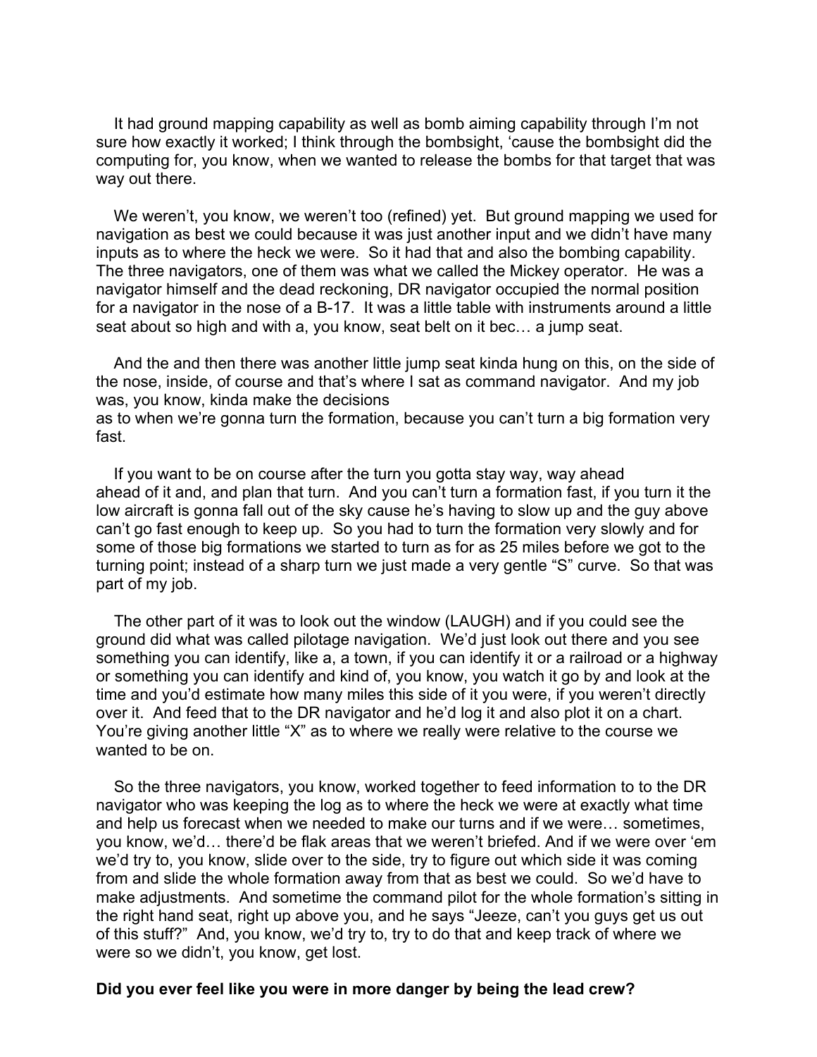It had ground mapping capability as well as bomb aiming capability through I'm not sure how exactly it worked; I think through the bombsight, 'cause the bombsight did the computing for, you know, when we wanted to release the bombs for that target that was way out there.

We weren't, you know, we weren't too (refined) yet. But ground mapping we used for navigation as best we could because it was just another input and we didn't have many inputs as to where the heck we were. So it had that and also the bombing capability. The three navigators, one of them was what we called the Mickey operator. He was a navigator himself and the dead reckoning, DR navigator occupied the normal position for a navigator in the nose of a B-17. It was a little table with instruments around a little seat about so high and with a, you know, seat belt on it bec… a jump seat.

And the and then there was another little jump seat kinda hung on this, on the side of the nose, inside, of course and that's where I sat as command navigator. And my job was, you know, kinda make the decisions as to when we're gonna turn the formation, because you can't turn a big formation very fast.

If you want to be on course after the turn you gotta stay way, way ahead ahead of it and, and plan that turn. And you can't turn a formation fast, if you turn it the low aircraft is gonna fall out of the sky cause he's having to slow up and the guy above can't go fast enough to keep up. So you had to turn the formation very slowly and for some of those big formations we started to turn as for as 25 miles before we got to the turning point; instead of a sharp turn we just made a very gentle "S" curve. So that was part of my job.

The other part of it was to look out the window (LAUGH) and if you could see the ground did what was called pilotage navigation. We'd just look out there and you see something you can identify, like a, a town, if you can identify it or a railroad or a highway or something you can identify and kind of, you know, you watch it go by and look at the time and you'd estimate how many miles this side of it you were, if you weren't directly over it. And feed that to the DR navigator and he'd log it and also plot it on a chart. You're giving another little "X" as to where we really were relative to the course we wanted to be on.

So the three navigators, you know, worked together to feed information to to the DR navigator who was keeping the log as to where the heck we were at exactly what time and help us forecast when we needed to make our turns and if we were… sometimes, you know, we'd… there'd be flak areas that we weren't briefed. And if we were over 'em we'd try to, you know, slide over to the side, try to figure out which side it was coming from and slide the whole formation away from that as best we could. So we'd have to make adjustments. And sometime the command pilot for the whole formation's sitting in the right hand seat, right up above you, and he says "Jeeze, can't you guys get us out of this stuff?" And, you know, we'd try to, try to do that and keep track of where we were so we didn't, you know, get lost.

**Did you ever feel like you were in more danger by being the lead crew?**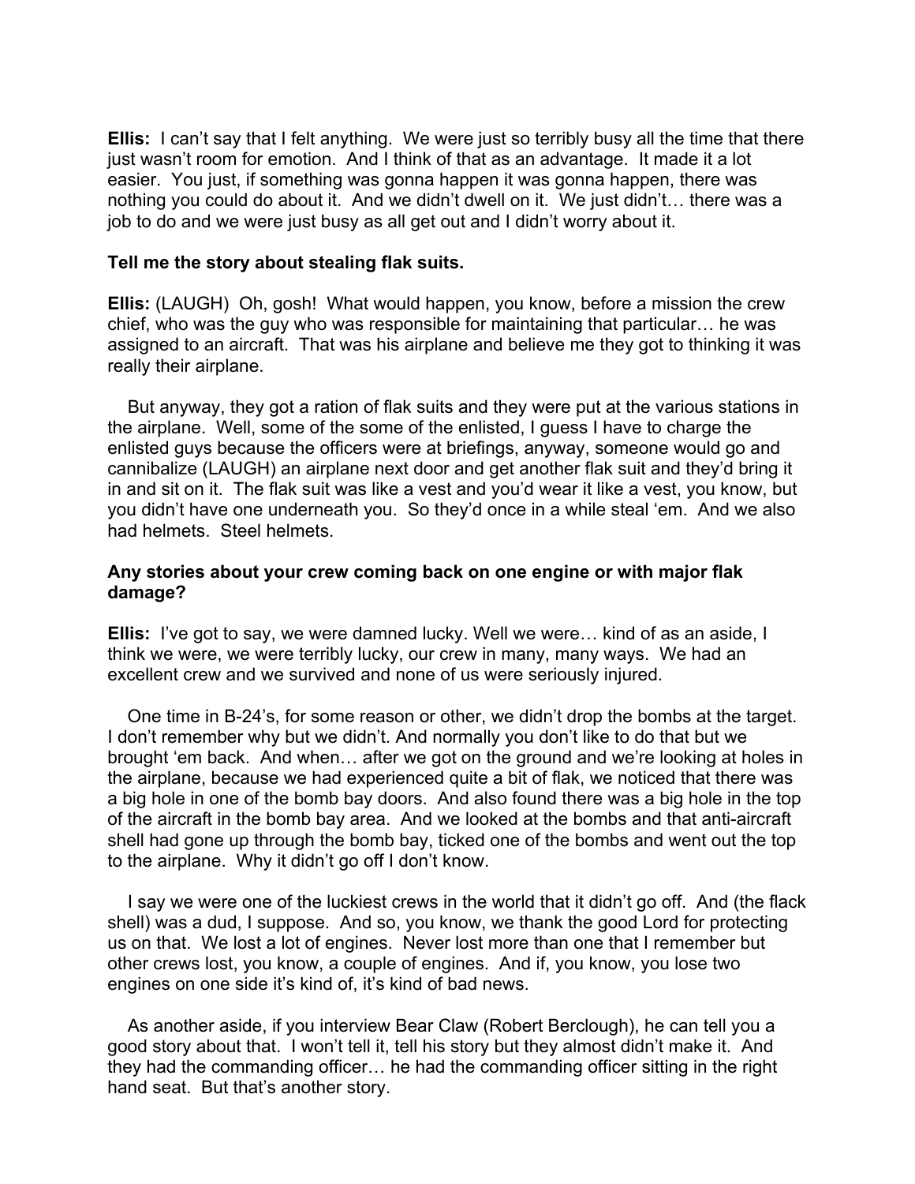**Ellis:** I can't say that I felt anything. We were just so terribly busy all the time that there just wasn't room for emotion. And I think of that as an advantage. It made it a lot easier. You just, if something was gonna happen it was gonna happen, there was nothing you could do about it. And we didn't dwell on it. We just didn't… there was a job to do and we were just busy as all get out and I didn't worry about it.

**Tell me the story about stealing flak suits.**

**Ellis:** (LAUGH) Oh, gosh! What would happen, you know, before a mission the crew chief, who was the guy who was responsible for maintaining that particular… he was assigned to an aircraft. That was his airplane and believe me they got to thinking it was really their airplane.

But anyway, they got a ration of flak suits and they were put at the various stations in the airplane. Well, some of the some of the enlisted, I guess I have to charge the enlisted guys because the officers were at briefings, anyway, someone would go and cannibalize (LAUGH) an airplane next door and get another flak suit and they'd bring it in and sit on it. The flak suit was like a vest and you'd wear it like a vest, you know, but you didn't have one underneath you. So they'd once in a while steal 'em. And we also had helmets. Steel helmets.

**Any stories about your crew coming back on one engine or with major flak damage?**

**Ellis:** I've got to say, we were damned lucky. Well we were… kind of as an aside, I think we were, we were terribly lucky, our crew in many, many ways. We had an excellent crew and we survived and none of us were seriously injured.

One time in B-24's, for some reason or other, we didn't drop the bombs at the target. I don't remember why but we didn't. And normally you don't like to do that but we brought 'em back. And when… after we got on the ground and we're looking at holes in the airplane, because we had experienced quite a bit of flak, we noticed that there was a big hole in one of the bomb bay doors. And also found there was a big hole in the top of the aircraft in the bomb bay area. And we looked at the bombs and that anti-aircraft shell had gone up through the bomb bay, ticked one of the bombs and went out the top to the airplane. Why it didn't go off I don't know.

I say we were one of the luckiest crews in the world that it didn't go off. And (the flack shell) was a dud, I suppose. And so, you know, we thank the good Lord for protecting us on that. We lost a lot of engines. Never lost more than one that I remember but other crews lost, you know, a couple of engines. And if, you know, you lose two engines on one side it's kind of, it's kind of bad news.

As another aside, if you interview Bear Claw (Robert Berclough), he can tell you a good story about that. I won't tell it, tell his story but they almost didn't make it. And they had the commanding officer… he had the commanding officer sitting in the right hand seat. But that's another story.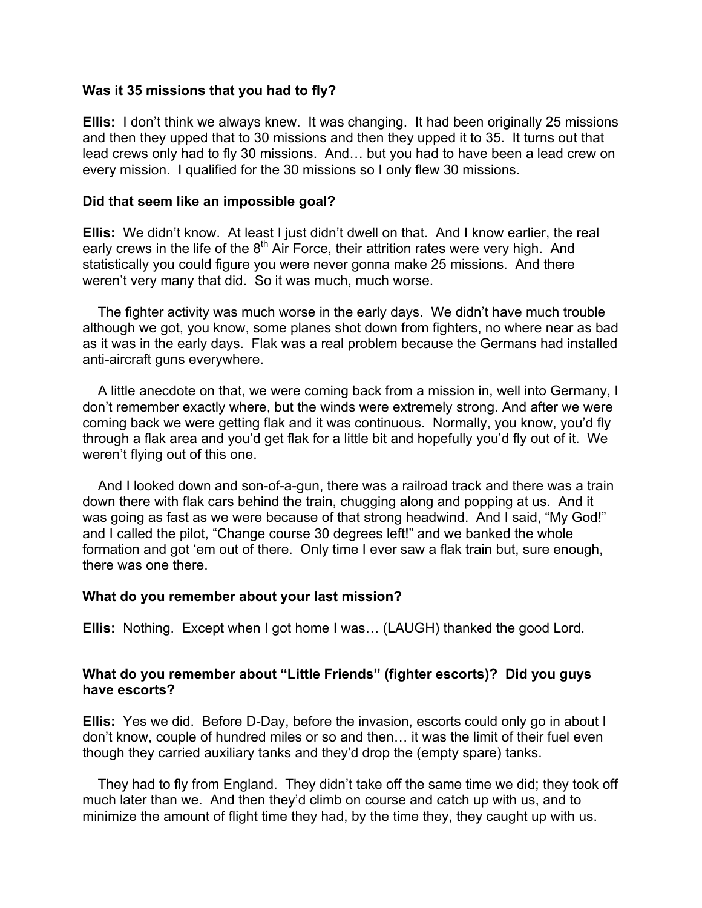**Was it 35 missions that you had to fly?**

**Ellis:** I don't think we always knew. It was changing. It had been originally 25 missions and then they upped that to 30 missions and then they upped it to 35. It turns out that lead crews only had to fly 30 missions. And… but you had to have been a lead crew on every mission. I qualified for the 30 missions so I only flew 30 missions.

**Did that seem like an impossible goal?**

**Ellis:** We didn't know. At least I just didn't dwell on that. And I know earlier, the real early crews in the life of the 8th Air Force, their attrition rates were very high. And statistically you could figure you were never gonna make 25 missions. And there weren't very many that did. So it was much, much worse.

The fighter activity was much worse in the early days. We didn't have much trouble although we got, you know, some planes shot down from fighters, no where near as bad as it was in the early days. Flak was a real problem because the Germans had installed anti-aircraft guns everywhere.

A little anecdote on that, we were coming back from a mission in, well into Germany, I don't remember exactly where, but the winds were extremely strong. And after we were coming back we were getting flak and it was continuous. Normally, you know, you'd fly through a flak area and you'd get flak for a little bit and hopefully you'd fly out of it. We weren't flying out of this one.

And I looked down and son-of-a-gun, there was a railroad track and there was a train down there with flak cars behind the train, chugging along and popping at us. And it was going as fast as we were because of that strong headwind. And I said, "My God!" and I called the pilot, "Change course 30 degrees left!" and we banked the whole formation and got 'em out of there. Only time I ever saw a flak train but, sure enough, there was one there.

**What do you remember about your last mission?**

**Ellis:** Nothing. Except when I got home I was… (LAUGH) thanked the good Lord.

**What do you remember about "Little Friends" (fighter escorts)? Did you guys have escorts?**

**Ellis:** Yes we did. Before D-Day, before the invasion, escorts could only go in about I don't know, couple of hundred miles or so and then… it was the limit of their fuel even though they carried auxiliary tanks and they'd drop the (empty spare) tanks.

They had to fly from England. They didn't take off the same time we did; they took off much later than we. And then they'd climb on course and catch up with us, and to minimize the amount of flight time they had, by the time they, they caught up with us.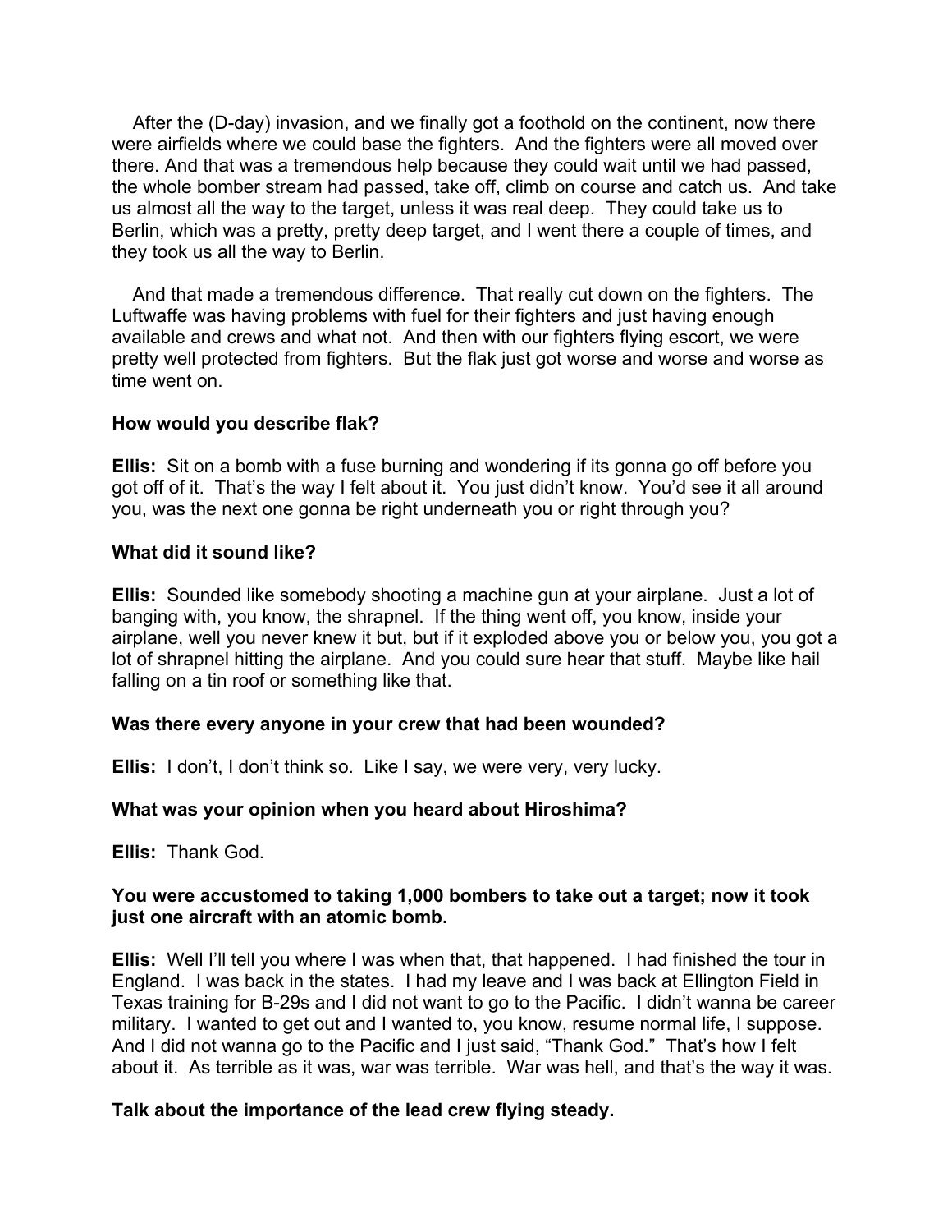After the (D-day) invasion, and we finally got a foothold on the continent, now there were airfields where we could base the fighters. And the fighters were all moved over there. And that was a tremendous help because they could wait until we had passed, the whole bomber stream had passed, take off, climb on course and catch us. And take us almost all the way to the target, unless it was real deep. They could take us to Berlin, which was a pretty, pretty deep target, and I went there a couple of times, and they took us all the way to Berlin.

And that made a tremendous difference. That really cut down on the fighters. The Luftwaffe was having problems with fuel for their fighters and just having enough available and crews and what not. And then with our fighters flying escort, we were pretty well protected from fighters. But the flak just got worse and worse and worse as time went on.

**How would you describe flak?**

**Ellis:** Sit on a bomb with a fuse burning and wondering if its gonna go off before you got off of it. That's the way I felt about it. You just didn't know. You'd see it all around you, was the next one gonna be right underneath you or right through you?

**What did it sound like?**

**Ellis:** Sounded like somebody shooting a machine gun at your airplane. Just a lot of banging with, you know, the shrapnel. If the thing went off, you know, inside your airplane, well you never knew it but, but if it exploded above you or below you, you got a lot of shrapnel hitting the airplane. And you could sure hear that stuff. Maybe like hail falling on a tin roof or something like that.

**Was there every anyone in your crew that had been wounded?**

**Ellis:** I don't, I don't think so. Like I say, we were very, very lucky.

**What was your opinion when you heard about Hiroshima?**

**Ellis:** Thank God.

**You were accustomed to taking 1,000 bombers to take out a target; now it took just one aircraft with an atomic bomb.**

**Ellis:** Well I'll tell you where I was when that, that happened. I had finished the tour in England. I was back in the states. I had my leave and I was back at Ellington Field in Texas training for B-29s and I did not want to go to the Pacific. I didn't wanna be career military. I wanted to get out and I wanted to, you know, resume normal life, I suppose. And I did not wanna go to the Pacific and I just said, "Thank God." That's how I felt about it. As terrible as it was, war was terrible. War was hell, and that's the way it was.

**Talk about the importance of the lead crew flying steady.**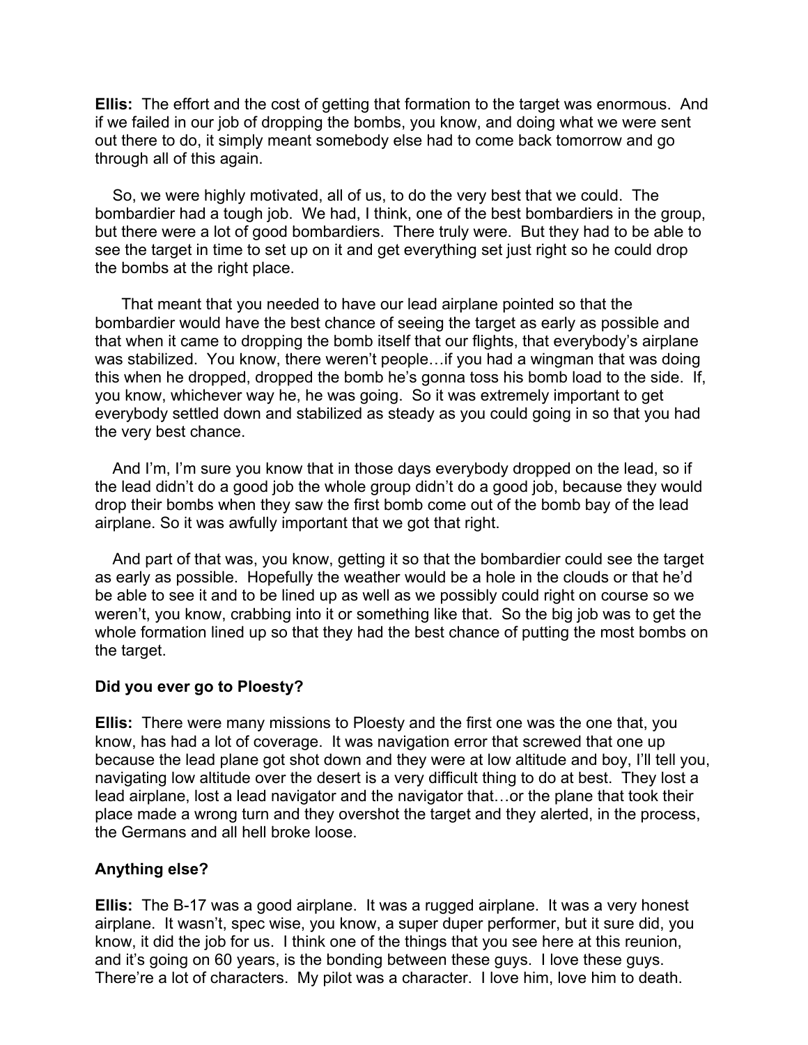**Ellis:** The effort and the cost of getting that formation to the target was enormous. And if we failed in our job of dropping the bombs, you know, and doing what we were sent out there to do, it simply meant somebody else had to come back tomorrow and go through all of this again.

So, we were highly motivated, all of us, to do the very best that we could. The bombardier had a tough job. We had, I think, one of the best bombardiers in the group, but there were a lot of good bombardiers. There truly were. But they had to be able to see the target in time to set up on it and get everything set just right so he could drop the bombs at the right place.

That meant that you needed to have our lead airplane pointed so that the bombardier would have the best chance of seeing the target as early as possible and that when it came to dropping the bomb itself that our flights, that everybody's airplane was stabilized. You know, there weren't people…if you had a wingman that was doing this when he dropped, dropped the bomb he's gonna toss his bomb load to the side. If, you know, whichever way he, he was going. So it was extremely important to get everybody settled down and stabilized as steady as you could going in so that you had the very best chance.

And I'm, I'm sure you know that in those days everybody dropped on the lead, so if the lead didn't do a good job the whole group didn't do a good job, because they would drop their bombs when they saw the first bomb come out of the bomb bay of the lead airplane. So it was awfully important that we got that right.

And part of that was, you know, getting it so that the bombardier could see the target as early as possible. Hopefully the weather would be a hole in the clouds or that he'd be able to see it and to be lined up as well as we possibly could right on course so we weren't, you know, crabbing into it or something like that. So the big job was to get the whole formation lined up so that they had the best chance of putting the most bombs on the target.

**Did you ever go to Ploesty?**

**Ellis:** There were many missions to Ploesty and the first one was the one that, you know, has had a lot of coverage. It was navigation error that screwed that one up because the lead plane got shot down and they were at low altitude and boy, I'll tell you, navigating low altitude over the desert is a very difficult thing to do at best. They lost a lead airplane, lost a lead navigator and the navigator that…or the plane that took their place made a wrong turn and they overshot the target and they alerted, in the process, the Germans and all hell broke loose.

**Anything else?**

**Ellis:** The B-17 was a good airplane. It was a rugged airplane. It was a very honest airplane. It wasn't, spec wise, you know, a super duper performer, but it sure did, you know, it did the job for us. I think one of the things that you see here at this reunion, and it's going on 60 years, is the bonding between these guys. I love these guys. There're a lot of characters. My pilot was a character. I love him, love him to death.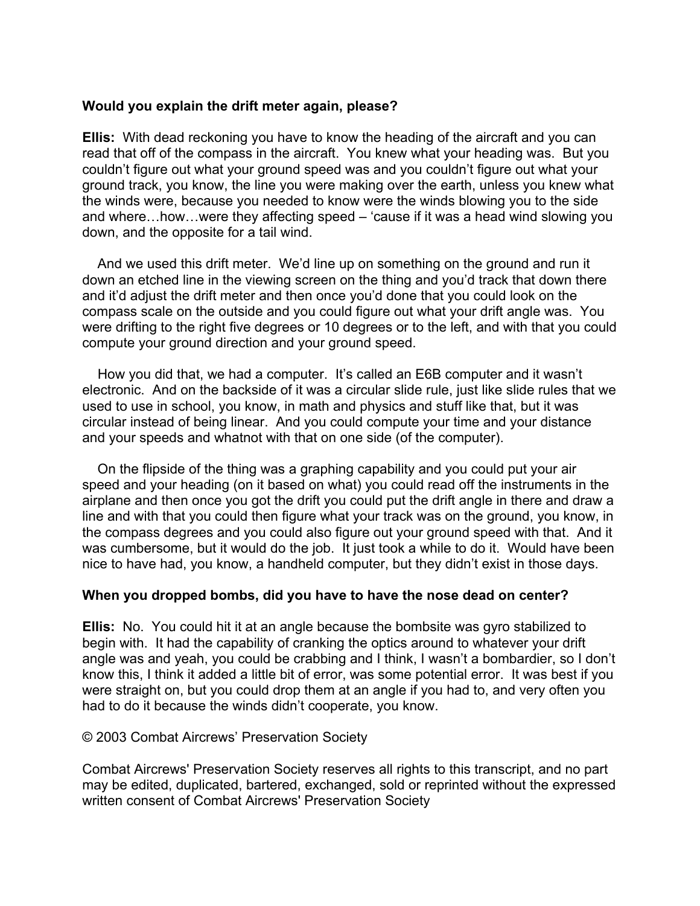**Would you explain the drift meter again, please?**

**Ellis:** With dead reckoning you have to know the heading of the aircraft and you can read that off of the compass in the aircraft. You knew what your heading was. But you couldn't figure out what your ground speed was and you couldn't figure out what your ground track, you know, the line you were making over the earth, unless you knew what the winds were, because you needed to know were the winds blowing you to the side and where…how…were they affecting speed – 'cause if it was a head wind slowing you down, and the opposite for a tail wind.

And we used this drift meter. We'd line up on something on the ground and run it down an etched line in the viewing screen on the thing and you'd track that down there and it'd adjust the drift meter and then once you'd done that you could look on the compass scale on the outside and you could figure out what your drift angle was. You were drifting to the right five degrees or 10 degrees or to the left, and with that you could compute your ground direction and your ground speed.

How you did that, we had a computer. It's called an E6B computer and it wasn't electronic. And on the backside of it was a circular slide rule, just like slide rules that we used to use in school, you know, in math and physics and stuff like that, but it was circular instead of being linear. And you could compute your time and your distance and your speeds and whatnot with that on one side (of the computer).

On the flipside of the thing was a graphing capability and you could put your air speed and your heading (on it based on what) you could read off the instruments in the airplane and then once you got the drift you could put the drift angle in there and draw a line and with that you could then figure what your track was on the ground, you know, in the compass degrees and you could also figure out your ground speed with that. And it was cumbersome, but it would do the job. It just took a while to do it. Would have been nice to have had, you know, a handheld computer, but they didn't exist in those days.

**When you dropped bombs, did you have to have the nose dead on center?**

**Ellis:** No. You could hit it at an angle because the bombsite was gyro stabilized to begin with. It had the capability of cranking the optics around to whatever your drift angle was and yeah, you could be crabbing and I think, I wasn't a bombardier, so I don't know this, I think it added a little bit of error, was some potential error. It was best if you were straight on, but you could drop them at an angle if you had to, and very often you had to do it because the winds didn't cooperate, you know.

© 2003 Combat Aircrews' Preservation Society

Combat Aircrews' Preservation Society reserves all rights to this transcript, and no part may be edited, duplicated, bartered, exchanged, sold or reprinted without the expressed written consent of Combat Aircrews' Preservation Society